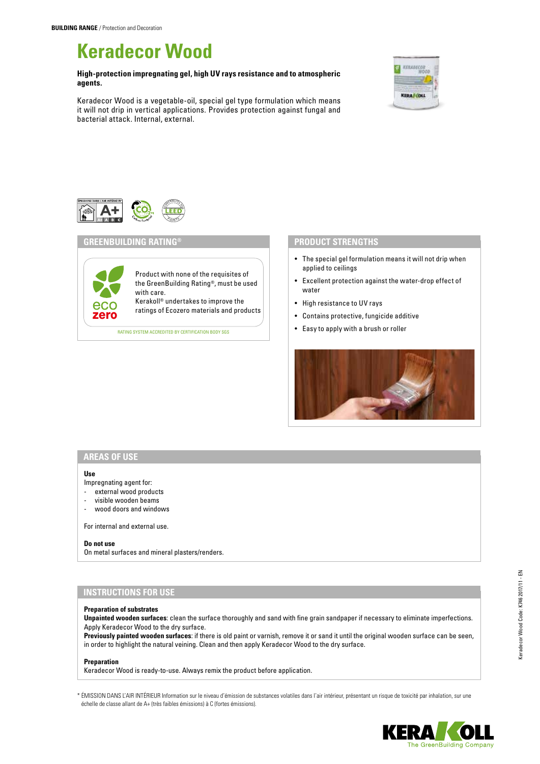**BUILDING RANGE** / Protection and Decoration

# Keradecor Wood

**High-protection impregnating gel, high UV rays resistance and to atmospheric agents.**

Keradecor Wood is a vegetable-oil, special gel type formulation which means it will not drip in vertical applications. Provides protection against fungal and bacterial attack. Internal, external.

## GREENBUILDING RATING®

Product with none of the requisites of the GreenBuilding Rating®, must be used with care.
Kerakoll® undertakes to improve the ratings of Ecozero materials and products

RATING SYSTEM ACCREDITED BY CERTIFICATION BODY SGS

## PRODUCT STRENGTHS

- The special gel formulation means it will not drip when applied to ceilings
- Excellent protection against the water-drop effect of water
- High resistance to UV rays
- Contains protective, fungicide additive
- Easy to apply with a brush or roller

## AREAS OF USE

**Use**
Impregnating agent for:
- external wood products
- visible wooden beams
- wood doors and windows

For internal and external use.

**Do not use**
On metal surfaces and mineral plasters/renders.

## INSTRUCTIONS FOR USE

**Preparation of substrates**
**Unpainted wooden surfaces**: clean the surface thoroughly and sand with fine grain sandpaper if necessary to eliminate imperfections. Apply Keradecor Wood to the dry surface.
**Previously painted wooden surfaces**: if there is old paint or varnish, remove it or sand it until the original wooden surface can be seen, in order to highlight the natural veining. Clean and then apply Keradecor Wood to the dry surface.

**Preparation**
Keradecor Wood is ready-to-use. Always remix the product before application.

* ÉMISSION DANS L'AIR INTÉRIEUR Information sur le niveau d'émission de substances volatiles dans l'air intérieur, présentant un risque de toxicité par inhalation, sur une échelle de classe allant de A+ (très faibles émissions) à C (fortes émissions).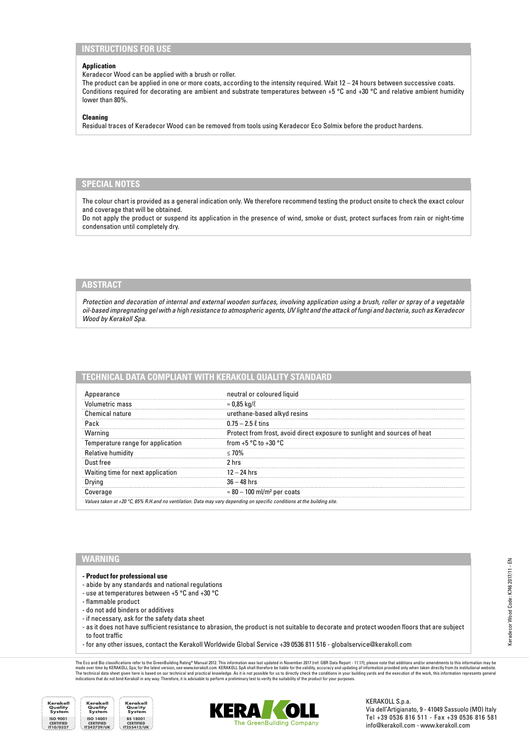## INSTRUCTIONS FOR USE

**Application**

Keradecor Wood can be applied with a brush or roller.
The product can be applied in one or more coats, according to the intensity required. Wait 12 – 24 hours between successive coats.
Conditions required for decorating are ambient and substrate temperatures between +5 °C and +30 °C and relative ambient humidity lower than 80%.

**Cleaning**

Residual traces of Keradecor Wood can be removed from tools using Keradecor Eco Solmix before the product hardens.

## SPECIAL NOTES

The colour chart is provided as a general indication only. We therefore recommend testing the product onsite to check the exact colour and coverage that will be obtained.
Do not apply the product or suspend its application in the presence of wind, smoke or dust, protect surfaces from rain or night-time condensation until completely dry.

## ABSTRACT

*Protection and decoration of internal and external wooden surfaces, involving application using a brush, roller or spray of a vegetable oil-based impregnating gel with a high resistance to atmospheric agents, UV light and the attack of fungi and bacteria, such as Keradecor Wood by Kerakoll Spa.*

## TECHNICAL DATA COMPLIANT WITH KERAKOLL QUALITY STANDARD

| | |
|---|---|
| Appearance | neutral or coloured liquid |
| Volumetric mass | ≈ 0,85 kg/ℓ |
| Chemical nature | urethane-based alkyd resins |
| Pack | 0.75 – 2.5 ℓ tins |
| Warning | Protect from frost, avoid direct exposure to sunlight and sources of heat |
| Temperature range for application | from +5 °C to +30 °C |
| Relative humidity | ≤ 70% |
| Dust free | 2 hrs |
| Waiting time for next application | 12 – 24 hrs |
| Drying | 36 – 48 hrs |
| Coverage | ≈ 80 – 100 ml/m² per coats |

*Values taken at +20 °C, 65% R.H.and no ventilation. Data may vary depending on specific conditions at the building site.*

## WARNING

- **Product for professional use**
- abide by any standards and national regulations
- use at temperatures between +5 °C and +30 °C
- flammable product
- do not add binders or additives
- if necessary, ask for the safety data sheet
- as it does not have sufficient resistance to abrasion, the product is not suitable to decorate and protect wooden floors that are subject to foot traffic
- for any other issues, contact the Kerakoll Worldwide Global Service +39 0536 811 516 - globalservice@kerakoll.com

The Eco and Bio classifications refer to the GreenBuilding Rating® Manual 2012. This information was last updated in November 2017 (ref. GBR Data Report - 11.17); please note that additions and/or amendments to this information may be made over time by KERAKOLL SpA; for the latest version, see www.kerakoll.com. KERAKOLL SpA shall therefore be liable for the validity, accuracy and updating of information provided only when taken directly from its institutional website. The technical data sheet given here is based on our technical and practical knowledge. As it is not possible for us to directly check the conditions in your building yards and the execution of the work, this information represents general indications that do not bind Kerakoll in any way. Therefore, it is advisable to perform a preliminary test to verify the suitability of the product for your purposes.

Keradecor Wood Code: K746 2017/11 - EN

Kerakoll Quality System ISO 9001 CERTIFIED IT10/0327
Kerakoll Quality System ISO 14001 CERTIFIED IT242729/UK
Kerakoll Quality System BS 18001 CERTIFIED IT255412/UK

KERAKOLL The GreenBuilding Company

KERAKOLL S.p.a.
Via dell'Artigianato, 9 - 41049 Sassuolo (MO) Italy
Tel +39 0536 816 511 - Fax +39 0536 816 581
info@kerakoll.com - www.kerakoll.com